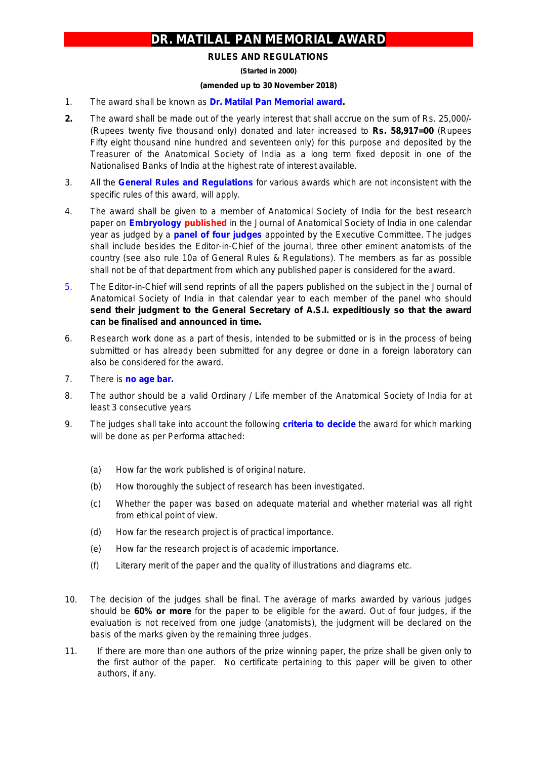# DR. MATILAL PAN MEMORIAL AWARD

**RULES AND REGULATIONS**

**(Started in 2000)**

**(amended up to 30 November 2018)**

1. The award shall be known as **Dr. Matilal Pan Memorial award.**

2. The award shall be made out of the yearly interest that shall accrue on the sum of Rs. 25,000/- (Rupees twenty five thousand only) donated and later increased to **Rs. 58,917=00** (Rupees Fifty eight thousand nine hundred and seventeen only) for this purpose and deposited by the Treasurer of the Anatomical Society of India as a long term fixed deposit in one of the Nationalised Banks of India at the highest rate of interest available.

3. All the **General Rules and Regulations** for various awards which are not inconsistent with the specific rules of this award, will apply.

4. The award shall be given to a member of Anatomical Society of India for the best research paper on **Embryology published** in the Journal of Anatomical Society of India in one calendar year as judged by a **panel of four judges** appointed by the Executive Committee. The judges shall include besides the Editor-in-Chief of the journal, three other eminent anatomists of the country (see also rule 10a of General Rules & Regulations). The members as far as possible shall not be of that department from which any published paper is considered for the award.

5. The Editor-in-Chief will send reprints of all the papers published on the subject in the Journal of Anatomical Society of India in that calendar year to each member of the panel who should **send their judgment to the General Secretary of A.S.I. expeditiously so that the award can be finalised and announced in time.**

6. Research work done as a part of thesis, intended to be submitted or is in the process of being submitted or has already been submitted for any degree or done in a foreign laboratory can also be considered for the award.

7. There is **no age bar.**

8. The author should be a valid Ordinary / Life member of the Anatomical Society of India for at least 3 consecutive years

9. The judges shall take into account the following **criteria to decide** the award for which marking will be done as per Performa attached:

   (a) How far the work published is of original nature.

   (b) How thoroughly the subject of research has been investigated.

   (c) Whether the paper was based on adequate material and whether material was all right from ethical point of view.

   (d) How far the research project is of practical importance.

   (e) How far the research project is of academic importance.

   (f) Literary merit of the paper and the quality of illustrations and diagrams etc.

10. The decision of the judges shall be final. The average of marks awarded by various judges should be **60% or more** for the paper to be eligible for the award. Out of four judges, if the evaluation is not received from one judge (anatomists), the judgment will be declared on the basis of the marks given by the remaining three judges.

11. If there are more than one authors of the prize winning paper, the prize shall be given only to the first author of the paper. No certificate pertaining to this paper will be given to other authors, if any.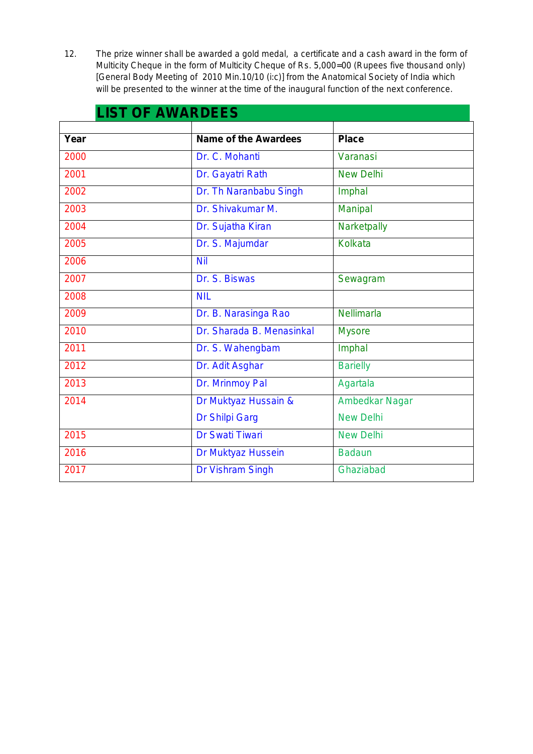12. The prize winner shall be awarded a gold medal, a certificate and a cash award in the form of Multicity Cheque in the form of Multicity Cheque of Rs. 5,000=00 (Rupees five thousand only) [General Body Meeting of 2010 Min.10/10 (i:c)] from the Anatomical Society of India which will be presented to the winner at the time of the inaugural function of the next conference.

## LIST OF AWARDEES

| Year | Name of the Awardees | Place |
|---|---|---|
| 2000 | Dr. C. Mohanti | Varanasi |
| 2001 | Dr. Gayatri Rath | New Delhi |
| 2002 | Dr. Th Naranbabu Singh | Imphal |
| 2003 | Dr. Shivakumar M. | Manipal |
| 2004 | Dr. Sujatha Kiran | Narketpally |
| 2005 | Dr. S. Majumdar | Kolkata |
| 2006 | Nil | |
| 2007 | Dr. S. Biswas | Sewagram |
| 2008 | NIL | |
| 2009 | Dr. B. Narasinga Rao | Nellimarla |
| 2010 | Dr. Sharada B. Menasinkal | Mysore |
| 2011 | Dr. S. Wahengbam | Imphal |
| 2012 | Dr. Adit Asghar | Barielly |
| 2013 | Dr. Mrinmoy Pal | Agartala |
| 2014 | Dr Muktyaz Hussain & Dr Shilpi Garg | Ambedkar Nagar New Delhi |
| 2015 | Dr Swati Tiwari | New Delhi |
| 2016 | Dr Muktyaz Hussein | Badaun |
| 2017 | Dr Vishram Singh | Ghaziabad |